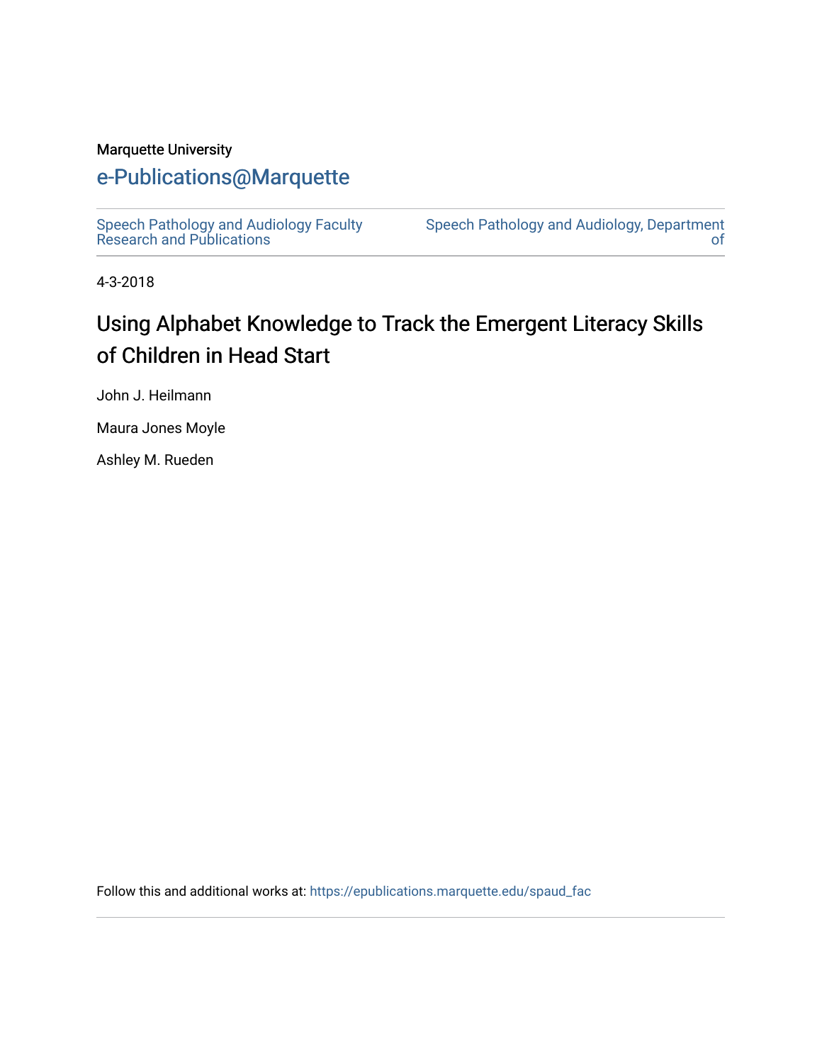Marquette University

# e-Publications@Marquette

Speech Pathology and Audiology Faculty Research and Publications

Speech Pathology and Audiology, Department of

4-3-2018

## Using Alphabet Knowledge to Track the Emergent Literacy Skills of Children in Head Start

John J. Heilmann

Maura Jones Moyle

Ashley M. Rueden

Follow this and additional works at: https://epublications.marquette.edu/spaud_fac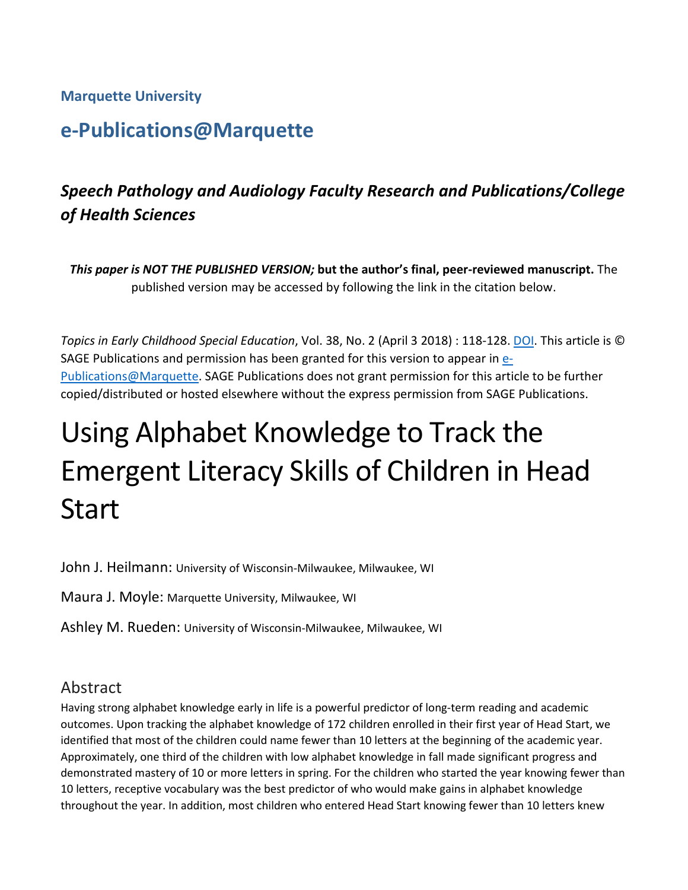**Marquette University**

# e-Publications@Marquette

## *Speech Pathology and Audiology Faculty Research and Publications/College of Health Sciences*

***This paper is NOT THE PUBLISHED VERSION;* but the author's final, peer-reviewed manuscript.** The published version may be accessed by following the link in the citation below.

*Topics in Early Childhood Special Education*, Vol. 38, No. 2 (April 3 2018) : 118-128. DOI. This article is © SAGE Publications and permission has been granted for this version to appear in e-Publications@Marquette. SAGE Publications does not grant permission for this article to be further copied/distributed or hosted elsewhere without the express permission from SAGE Publications.

# Using Alphabet Knowledge to Track the Emergent Literacy Skills of Children in Head Start

John J. Heilmann: University of Wisconsin-Milwaukee, Milwaukee, WI

Maura J. Moyle: Marquette University, Milwaukee, WI

Ashley M. Rueden: University of Wisconsin-Milwaukee, Milwaukee, WI

## Abstract

Having strong alphabet knowledge early in life is a powerful predictor of long-term reading and academic outcomes. Upon tracking the alphabet knowledge of 172 children enrolled in their first year of Head Start, we identified that most of the children could name fewer than 10 letters at the beginning of the academic year. Approximately, one third of the children with low alphabet knowledge in fall made significant progress and demonstrated mastery of 10 or more letters in spring. For the children who started the year knowing fewer than 10 letters, receptive vocabulary was the best predictor of who would make gains in alphabet knowledge throughout the year. In addition, most children who entered Head Start knowing fewer than 10 letters knew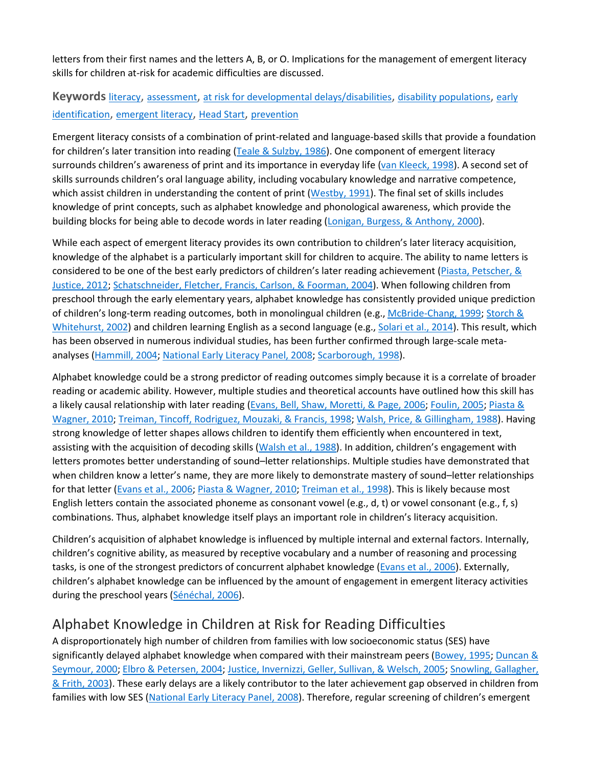letters from their first names and the letters A, B, or O. Implications for the management of emergent literacy skills for children at-risk for academic difficulties are discussed.

**Keywords** literacy, assessment, at risk for developmental delays/disabilities, disability populations, early identification, emergent literacy, Head Start, prevention

Emergent literacy consists of a combination of print-related and language-based skills that provide a foundation for children's later transition into reading (Teale & Sulzby, 1986). One component of emergent literacy surrounds children's awareness of print and its importance in everyday life (van Kleeck, 1998). A second set of skills surrounds children's oral language ability, including vocabulary knowledge and narrative competence, which assist children in understanding the content of print (Westby, 1991). The final set of skills includes knowledge of print concepts, such as alphabet knowledge and phonological awareness, which provide the building blocks for being able to decode words in later reading (Lonigan, Burgess, & Anthony, 2000).

While each aspect of emergent literacy provides its own contribution to children's later literacy acquisition, knowledge of the alphabet is a particularly important skill for children to acquire. The ability to name letters is considered to be one of the best early predictors of children's later reading achievement (Piasta, Petscher, & Justice, 2012; Schatschneider, Fletcher, Francis, Carlson, & Foorman, 2004). When following children from preschool through the early elementary years, alphabet knowledge has consistently provided unique prediction of children's long-term reading outcomes, both in monolingual children (e.g., McBride-Chang, 1999; Storch & Whitehurst, 2002) and children learning English as a second language (e.g., Solari et al., 2014). This result, which has been observed in numerous individual studies, has been further confirmed through large-scale meta-analyses (Hammill, 2004; National Early Literacy Panel, 2008; Scarborough, 1998).

Alphabet knowledge could be a strong predictor of reading outcomes simply because it is a correlate of broader reading or academic ability. However, multiple studies and theoretical accounts have outlined how this skill has a likely causal relationship with later reading (Evans, Bell, Shaw, Moretti, & Page, 2006; Foulin, 2005; Piasta & Wagner, 2010; Treiman, Tincoff, Rodriguez, Mouzaki, & Francis, 1998; Walsh, Price, & Gillingham, 1988). Having strong knowledge of letter shapes allows children to identify them efficiently when encountered in text, assisting with the acquisition of decoding skills (Walsh et al., 1988). In addition, children's engagement with letters promotes better understanding of sound–letter relationships. Multiple studies have demonstrated that when children know a letter's name, they are more likely to demonstrate mastery of sound–letter relationships for that letter (Evans et al., 2006; Piasta & Wagner, 2010; Treiman et al., 1998). This is likely because most English letters contain the associated phoneme as consonant vowel (e.g., d, t) or vowel consonant (e.g., f, s) combinations. Thus, alphabet knowledge itself plays an important role in children's literacy acquisition.

Children's acquisition of alphabet knowledge is influenced by multiple internal and external factors. Internally, children's cognitive ability, as measured by receptive vocabulary and a number of reasoning and processing tasks, is one of the strongest predictors of concurrent alphabet knowledge (Evans et al., 2006). Externally, children's alphabet knowledge can be influenced by the amount of engagement in emergent literacy activities during the preschool years (Sénéchal, 2006).

## Alphabet Knowledge in Children at Risk for Reading Difficulties

A disproportionately high number of children from families with low socioeconomic status (SES) have significantly delayed alphabet knowledge when compared with their mainstream peers (Bowey, 1995; Duncan & Seymour, 2000; Elbro & Petersen, 2004; Justice, Invernizzi, Geller, Sullivan, & Welsch, 2005; Snowling, Gallagher, & Frith, 2003). These early delays are a likely contributor to the later achievement gap observed in children from families with low SES (National Early Literacy Panel, 2008). Therefore, regular screening of children's emergent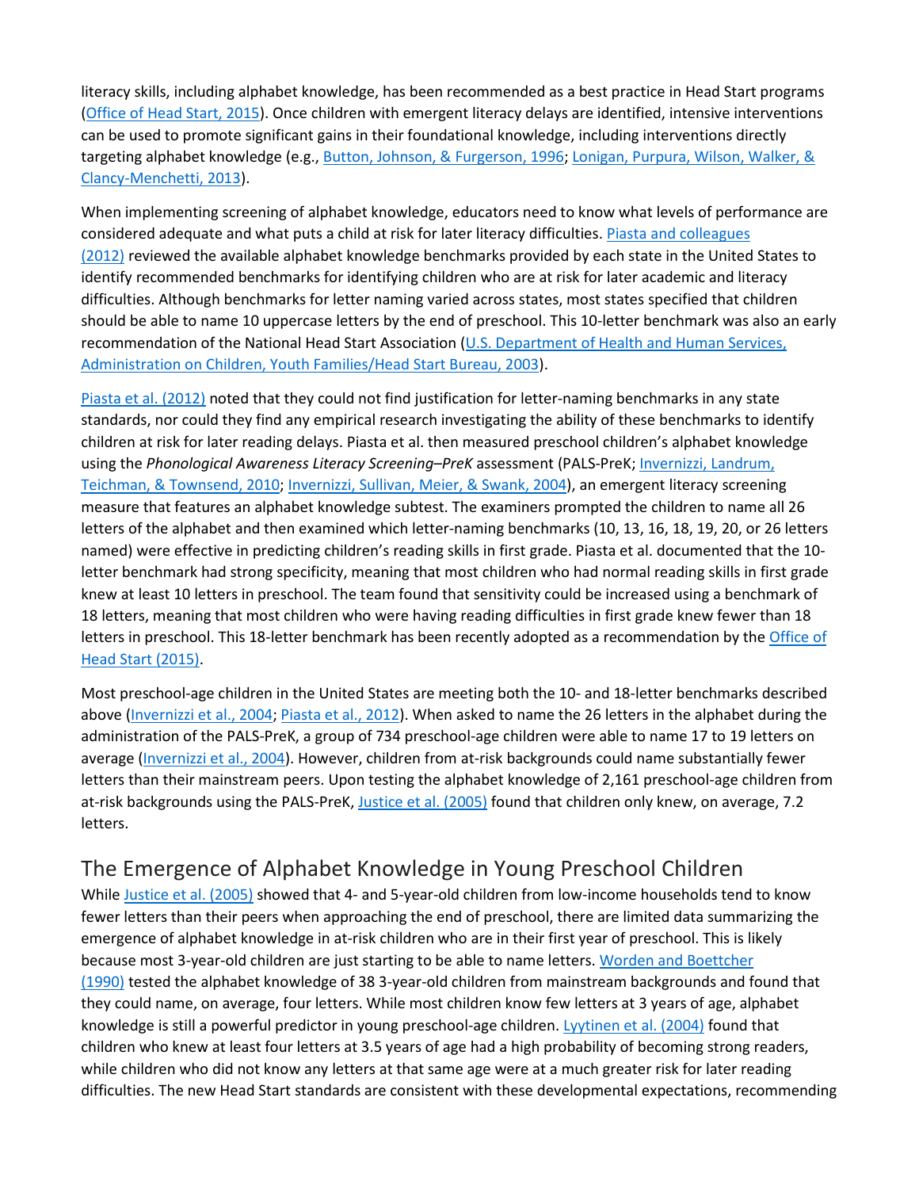literacy skills, including alphabet knowledge, has been recommended as a best practice in Head Start programs (Office of Head Start, 2015). Once children with emergent literacy delays are identified, intensive interventions can be used to promote significant gains in their foundational knowledge, including interventions directly targeting alphabet knowledge (e.g., Button, Johnson, & Furgerson, 1996; Lonigan, Purpura, Wilson, Walker, & Clancy-Menchetti, 2013).

When implementing screening of alphabet knowledge, educators need to know what levels of performance are considered adequate and what puts a child at risk for later literacy difficulties. Piasta and colleagues (2012) reviewed the available alphabet knowledge benchmarks provided by each state in the United States to identify recommended benchmarks for identifying children who are at risk for later academic and literacy difficulties. Although benchmarks for letter naming varied across states, most states specified that children should be able to name 10 uppercase letters by the end of preschool. This 10-letter benchmark was also an early recommendation of the National Head Start Association (U.S. Department of Health and Human Services, Administration on Children, Youth Families/Head Start Bureau, 2003).

Piasta et al. (2012) noted that they could not find justification for letter-naming benchmarks in any state standards, nor could they find any empirical research investigating the ability of these benchmarks to identify children at risk for later reading delays. Piasta et al. then measured preschool children's alphabet knowledge using the *Phonological Awareness Literacy Screening–PreK* assessment (PALS-PreK; Invernizzi, Landrum, Teichman, & Townsend, 2010; Invernizzi, Sullivan, Meier, & Swank, 2004), an emergent literacy screening measure that features an alphabet knowledge subtest. The examiners prompted the children to name all 26 letters of the alphabet and then examined which letter-naming benchmarks (10, 13, 16, 18, 19, 20, or 26 letters named) were effective in predicting children's reading skills in first grade. Piasta et al. documented that the 10-letter benchmark had strong specificity, meaning that most children who had normal reading skills in first grade knew at least 10 letters in preschool. The team found that sensitivity could be increased using a benchmark of 18 letters, meaning that most children who were having reading difficulties in first grade knew fewer than 18 letters in preschool. This 18-letter benchmark has been recently adopted as a recommendation by the Office of Head Start (2015).

Most preschool-age children in the United States are meeting both the 10- and 18-letter benchmarks described above (Invernizzi et al., 2004; Piasta et al., 2012). When asked to name the 26 letters in the alphabet during the administration of the PALS-PreK, a group of 734 preschool-age children were able to name 17 to 19 letters on average (Invernizzi et al., 2004). However, children from at-risk backgrounds could name substantially fewer letters than their mainstream peers. Upon testing the alphabet knowledge of 2,161 preschool-age children from at-risk backgrounds using the PALS-PreK, Justice et al. (2005) found that children only knew, on average, 7.2 letters.

## The Emergence of Alphabet Knowledge in Young Preschool Children

While Justice et al. (2005) showed that 4- and 5-year-old children from low-income households tend to know fewer letters than their peers when approaching the end of preschool, there are limited data summarizing the emergence of alphabet knowledge in at-risk children who are in their first year of preschool. This is likely because most 3-year-old children are just starting to be able to name letters. Worden and Boettcher (1990) tested the alphabet knowledge of 38 3-year-old children from mainstream backgrounds and found that they could name, on average, four letters. While most children know few letters at 3 years of age, alphabet knowledge is still a powerful predictor in young preschool-age children. Lyytinen et al. (2004) found that children who knew at least four letters at 3.5 years of age had a high probability of becoming strong readers, while children who did not know any letters at that same age were at a much greater risk for later reading difficulties. The new Head Start standards are consistent with these developmental expectations, recommending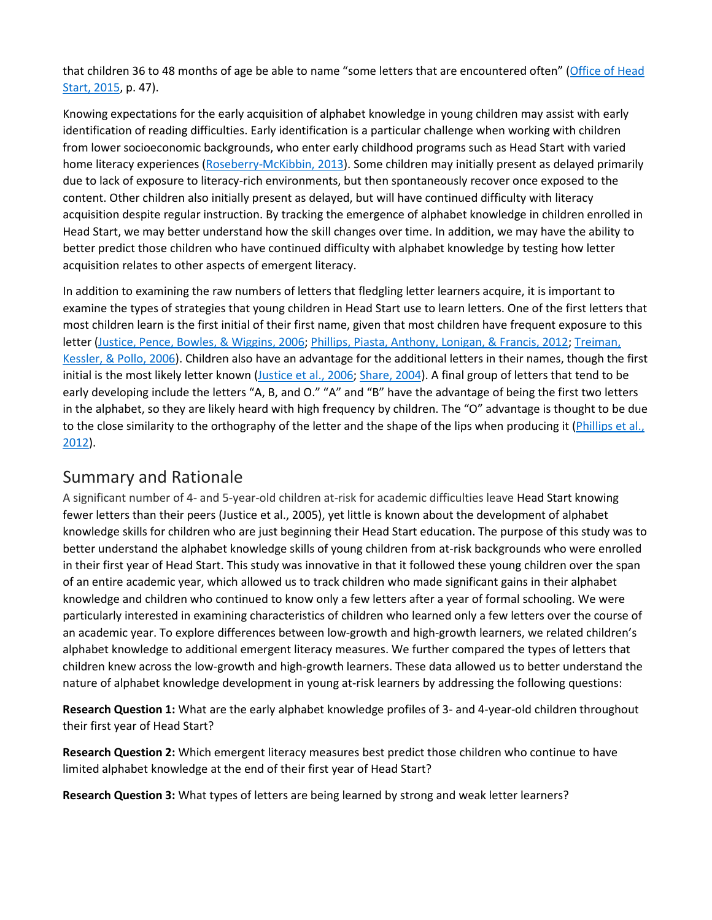that children 36 to 48 months of age be able to name "some letters that are encountered often" (Office of Head Start, 2015, p. 47).

Knowing expectations for the early acquisition of alphabet knowledge in young children may assist with early identification of reading difficulties. Early identification is a particular challenge when working with children from lower socioeconomic backgrounds, who enter early childhood programs such as Head Start with varied home literacy experiences (Roseberry-McKibbin, 2013). Some children may initially present as delayed primarily due to lack of exposure to literacy-rich environments, but then spontaneously recover once exposed to the content. Other children also initially present as delayed, but will have continued difficulty with literacy acquisition despite regular instruction. By tracking the emergence of alphabet knowledge in children enrolled in Head Start, we may better understand how the skill changes over time. In addition, we may have the ability to better predict those children who have continued difficulty with alphabet knowledge by testing how letter acquisition relates to other aspects of emergent literacy.

In addition to examining the raw numbers of letters that fledgling letter learners acquire, it is important to examine the types of strategies that young children in Head Start use to learn letters. One of the first letters that most children learn is the first initial of their first name, given that most children have frequent exposure to this letter (Justice, Pence, Bowles, & Wiggins, 2006; Phillips, Piasta, Anthony, Lonigan, & Francis, 2012; Treiman, Kessler, & Pollo, 2006). Children also have an advantage for the additional letters in their names, though the first initial is the most likely letter known (Justice et al., 2006; Share, 2004). A final group of letters that tend to be early developing include the letters "A, B, and O." "A" and "B" have the advantage of being the first two letters in the alphabet, so they are likely heard with high frequency by children. The "O" advantage is thought to be due to the close similarity to the orthography of the letter and the shape of the lips when producing it (Phillips et al., 2012).

## Summary and Rationale

A significant number of 4- and 5-year-old children at-risk for academic difficulties leave Head Start knowing fewer letters than their peers (Justice et al., 2005), yet little is known about the development of alphabet knowledge skills for children who are just beginning their Head Start education. The purpose of this study was to better understand the alphabet knowledge skills of young children from at-risk backgrounds who were enrolled in their first year of Head Start. This study was innovative in that it followed these young children over the span of an entire academic year, which allowed us to track children who made significant gains in their alphabet knowledge and children who continued to know only a few letters after a year of formal schooling. We were particularly interested in examining characteristics of children who learned only a few letters over the course of an academic year. To explore differences between low-growth and high-growth learners, we related children's alphabet knowledge to additional emergent literacy measures. We further compared the types of letters that children knew across the low-growth and high-growth learners. These data allowed us to better understand the nature of alphabet knowledge development in young at-risk learners by addressing the following questions:

**Research Question 1:** What are the early alphabet knowledge profiles of 3- and 4-year-old children throughout their first year of Head Start?

**Research Question 2:** Which emergent literacy measures best predict those children who continue to have limited alphabet knowledge at the end of their first year of Head Start?

**Research Question 3:** What types of letters are being learned by strong and weak letter learners?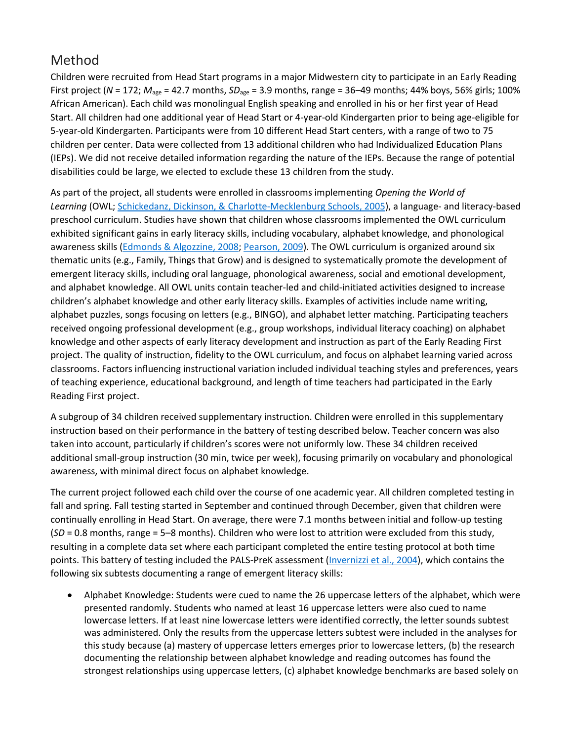## Method

Children were recruited from Head Start programs in a major Midwestern city to participate in an Early Reading First project ($N$ = 172; $M_{age}$ = 42.7 months, $SD_{age}$ = 3.9 months, range = 36–49 months; 44% boys, 56% girls; 100% African American). Each child was monolingual English speaking and enrolled in his or her first year of Head Start. All children had one additional year of Head Start or 4-year-old Kindergarten prior to being age-eligible for 5-year-old Kindergarten. Participants were from 10 different Head Start centers, with a range of two to 75 children per center. Data were collected from 13 additional children who had Individualized Education Plans (IEPs). We did not receive detailed information regarding the nature of the IEPs. Because the range of potential disabilities could be large, we elected to exclude these 13 children from the study.

As part of the project, all students were enrolled in classrooms implementing *Opening the World of Learning* (OWL; Schickedanz, Dickinson, & Charlotte-Mecklenburg Schools, 2005), a language- and literacy-based preschool curriculum. Studies have shown that children whose classrooms implemented the OWL curriculum exhibited significant gains in early literacy skills, including vocabulary, alphabet knowledge, and phonological awareness skills (Edmonds & Algozzine, 2008; Pearson, 2009). The OWL curriculum is organized around six thematic units (e.g., Family, Things that Grow) and is designed to systematically promote the development of emergent literacy skills, including oral language, phonological awareness, social and emotional development, and alphabet knowledge. All OWL units contain teacher-led and child-initiated activities designed to increase children's alphabet knowledge and other early literacy skills. Examples of activities include name writing, alphabet puzzles, songs focusing on letters (e.g., BINGO), and alphabet letter matching. Participating teachers received ongoing professional development (e.g., group workshops, individual literacy coaching) on alphabet knowledge and other aspects of early literacy development and instruction as part of the Early Reading First project. The quality of instruction, fidelity to the OWL curriculum, and focus on alphabet learning varied across classrooms. Factors influencing instructional variation included individual teaching styles and preferences, years of teaching experience, educational background, and length of time teachers had participated in the Early Reading First project.

A subgroup of 34 children received supplementary instruction. Children were enrolled in this supplementary instruction based on their performance in the battery of testing described below. Teacher concern was also taken into account, particularly if children's scores were not uniformly low. These 34 children received additional small-group instruction (30 min, twice per week), focusing primarily on vocabulary and phonological awareness, with minimal direct focus on alphabet knowledge.

The current project followed each child over the course of one academic year. All children completed testing in fall and spring. Fall testing started in September and continued through December, given that children were continually enrolling in Head Start. On average, there were 7.1 months between initial and follow-up testing ($SD$ = 0.8 months, range = 5–8 months). Children who were lost to attrition were excluded from this study, resulting in a complete data set where each participant completed the entire testing protocol at both time points. This battery of testing included the PALS-PreK assessment (Invernizzi et al., 2004), which contains the following six subtests documenting a range of emergent literacy skills:

- Alphabet Knowledge: Students were cued to name the 26 uppercase letters of the alphabet, which were presented randomly. Students who named at least 16 uppercase letters were also cued to name lowercase letters. If at least nine lowercase letters were identified correctly, the letter sounds subtest was administered. Only the results from the uppercase letters subtest were included in the analyses for this study because (a) mastery of uppercase letters emerges prior to lowercase letters, (b) the research documenting the relationship between alphabet knowledge and reading outcomes has found the strongest relationships using uppercase letters, (c) alphabet knowledge benchmarks are based solely on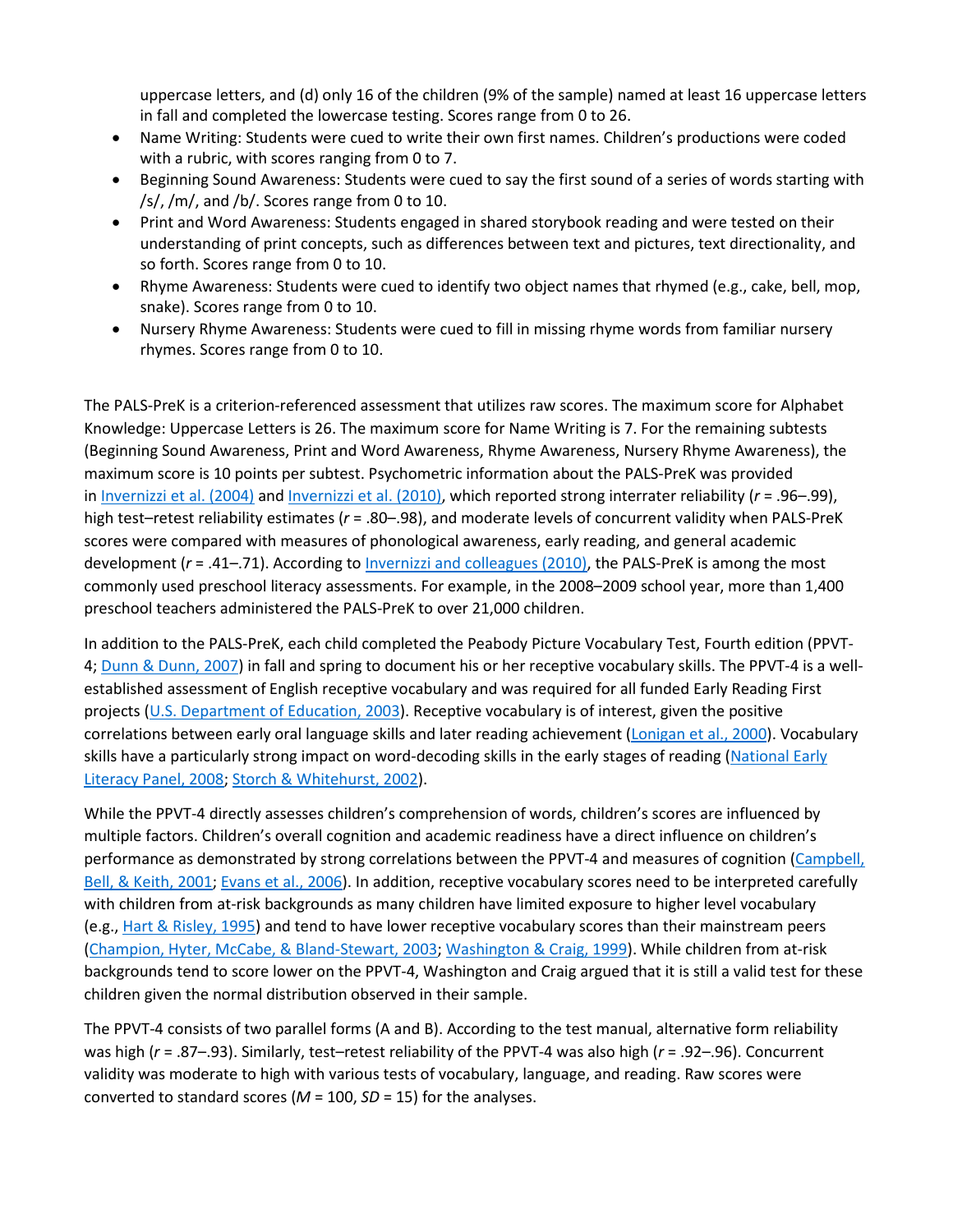uppercase letters, and (d) only 16 of the children (9% of the sample) named at least 16 uppercase letters in fall and completed the lowercase testing. Scores range from 0 to 26.

- Name Writing: Students were cued to write their own first names. Children's productions were coded with a rubric, with scores ranging from 0 to 7.
- Beginning Sound Awareness: Students were cued to say the first sound of a series of words starting with /s/, /m/, and /b/. Scores range from 0 to 10.
- Print and Word Awareness: Students engaged in shared storybook reading and were tested on their understanding of print concepts, such as differences between text and pictures, text directionality, and so forth. Scores range from 0 to 10.
- Rhyme Awareness: Students were cued to identify two object names that rhymed (e.g., cake, bell, mop, snake). Scores range from 0 to 10.
- Nursery Rhyme Awareness: Students were cued to fill in missing rhyme words from familiar nursery rhymes. Scores range from 0 to 10.

The PALS-PreK is a criterion-referenced assessment that utilizes raw scores. The maximum score for Alphabet Knowledge: Uppercase Letters is 26. The maximum score for Name Writing is 7. For the remaining subtests (Beginning Sound Awareness, Print and Word Awareness, Rhyme Awareness, Nursery Rhyme Awareness), the maximum score is 10 points per subtest. Psychometric information about the PALS-PreK was provided in Invernizzi et al. (2004) and Invernizzi et al. (2010), which reported strong interrater reliability ($r$ = .96–.99), high test–retest reliability estimates ($r$ = .80–.98), and moderate levels of concurrent validity when PALS-PreK scores were compared with measures of phonological awareness, early reading, and general academic development ($r$ = .41–.71). According to Invernizzi and colleagues (2010), the PALS-PreK is among the most commonly used preschool literacy assessments. For example, in the 2008–2009 school year, more than 1,400 preschool teachers administered the PALS-PreK to over 21,000 children.

In addition to the PALS-PreK, each child completed the Peabody Picture Vocabulary Test, Fourth edition (PPVT-4; Dunn & Dunn, 2007) in fall and spring to document his or her receptive vocabulary skills. The PPVT-4 is a well-established assessment of English receptive vocabulary and was required for all funded Early Reading First projects (U.S. Department of Education, 2003). Receptive vocabulary is of interest, given the positive correlations between early oral language skills and later reading achievement (Lonigan et al., 2000). Vocabulary skills have a particularly strong impact on word-decoding skills in the early stages of reading (National Early Literacy Panel, 2008; Storch & Whitehurst, 2002).

While the PPVT-4 directly assesses children's comprehension of words, children's scores are influenced by multiple factors. Children's overall cognition and academic readiness have a direct influence on children's performance as demonstrated by strong correlations between the PPVT-4 and measures of cognition (Campbell, Bell, & Keith, 2001; Evans et al., 2006). In addition, receptive vocabulary scores need to be interpreted carefully with children from at-risk backgrounds as many children have limited exposure to higher level vocabulary (e.g., Hart & Risley, 1995) and tend to have lower receptive vocabulary scores than their mainstream peers (Champion, Hyter, McCabe, & Bland-Stewart, 2003; Washington & Craig, 1999). While children from at-risk backgrounds tend to score lower on the PPVT-4, Washington and Craig argued that it is still a valid test for these children given the normal distribution observed in their sample.

The PPVT-4 consists of two parallel forms (A and B). According to the test manual, alternative form reliability was high ($r$ = .87–.93). Similarly, test–retest reliability of the PPVT-4 was also high ($r$ = .92–.96). Concurrent validity was moderate to high with various tests of vocabulary, language, and reading. Raw scores were converted to standard scores ($M$ = 100, $SD$ = 15) for the analyses.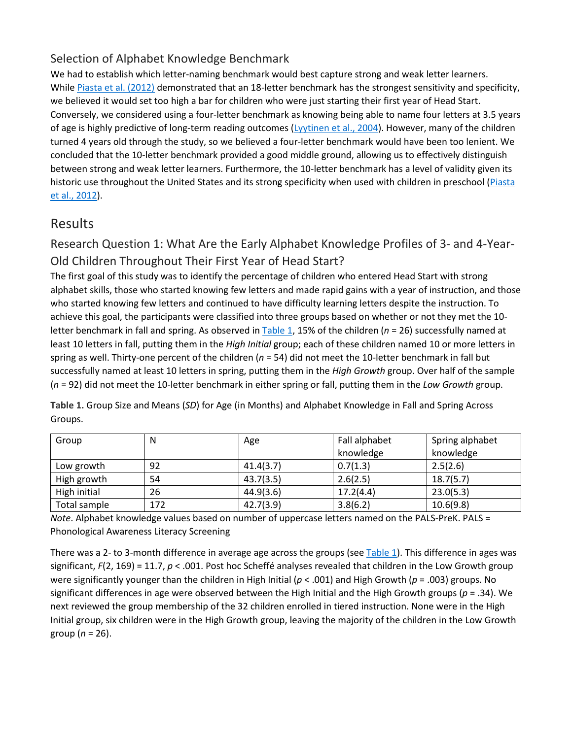## Selection of Alphabet Knowledge Benchmark

We had to establish which letter-naming benchmark would best capture strong and weak letter learners. While Piasta et al. (2012) demonstrated that an 18-letter benchmark has the strongest sensitivity and specificity, we believed it would set too high a bar for children who were just starting their first year of Head Start. Conversely, we considered using a four-letter benchmark as knowing being able to name four letters at 3.5 years of age is highly predictive of long-term reading outcomes (Lyytinen et al., 2004). However, many of the children turned 4 years old through the study, so we believed a four-letter benchmark would have been too lenient. We concluded that the 10-letter benchmark provided a good middle ground, allowing us to effectively distinguish between strong and weak letter learners. Furthermore, the 10-letter benchmark has a level of validity given its historic use throughout the United States and its strong specificity when used with children in preschool (Piasta et al., 2012).

# Results

## Research Question 1: What Are the Early Alphabet Knowledge Profiles of 3- and 4-Year-Old Children Throughout Their First Year of Head Start?

The first goal of this study was to identify the percentage of children who entered Head Start with strong alphabet skills, those who started knowing few letters and made rapid gains with a year of instruction, and those who started knowing few letters and continued to have difficulty learning letters despite the instruction. To achieve this goal, the participants were classified into three groups based on whether or not they met the 10-letter benchmark in fall and spring. As observed in Table 1, 15% of the children ($n$ = 26) successfully named at least 10 letters in fall, putting them in the *High Initial* group; each of these children named 10 or more letters in spring as well. Thirty-one percent of the children ($n$ = 54) did not meet the 10-letter benchmark in fall but successfully named at least 10 letters in spring, putting them in the *High Growth* group. Over half of the sample ($n$ = 92) did not meet the 10-letter benchmark in either spring or fall, putting them in the *Low Growth* group.

**Table 1.** Group Size and Means (*SD*) for Age (in Months) and Alphabet Knowledge in Fall and Spring Across Groups.

| Group | N | Age | Fall alphabet knowledge | Spring alphabet knowledge |
|---|---|---|---|---|
| Low growth | 92 | 41.4(3.7) | 0.7(1.3) | 2.5(2.6) |
| High growth | 54 | 43.7(3.5) | 2.6(2.5) | 18.7(5.7) |
| High initial | 26 | 44.9(3.6) | 17.2(4.4) | 23.0(5.3) |
| Total sample | 172 | 42.7(3.9) | 3.8(6.2) | 10.6(9.8) |

*Note*. Alphabet knowledge values based on number of uppercase letters named on the PALS-PreK. PALS = Phonological Awareness Literacy Screening

There was a 2- to 3-month difference in average age across the groups (see Table 1). This difference in ages was significant, $F(2, 169) = 11.7$, $p < .001$. Post hoc Scheffé analyses revealed that children in the Low Growth group were significantly younger than the children in High Initial ($p < .001$) and High Growth ($p = .003$) groups. No significant differences in age were observed between the High Initial and the High Growth groups ($p = .34$). We next reviewed the group membership of the 32 children enrolled in tiered instruction. None were in the High Initial group, six children were in the High Growth group, leaving the majority of the children in the Low Growth group ($n$ = 26).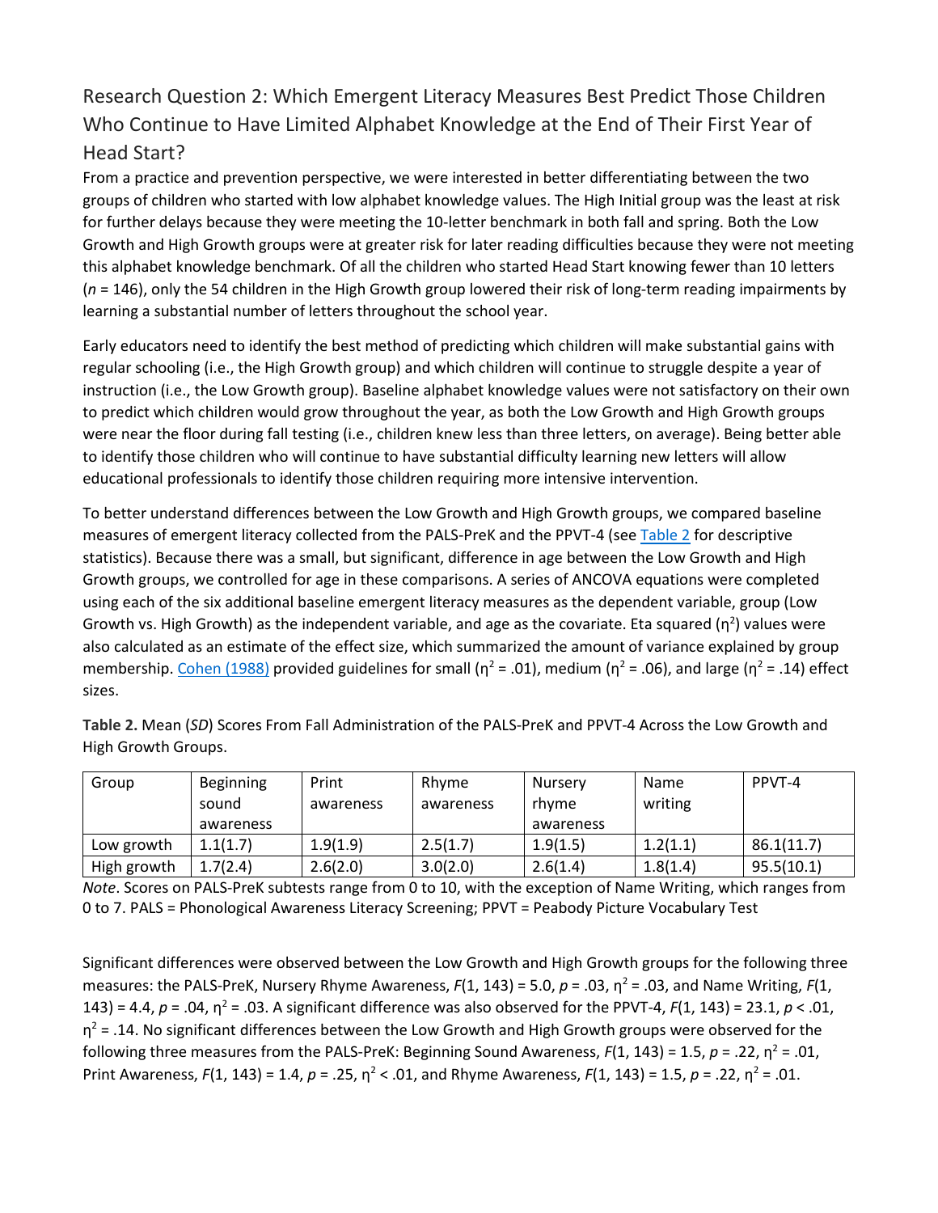## Research Question 2: Which Emergent Literacy Measures Best Predict Those Children Who Continue to Have Limited Alphabet Knowledge at the End of Their First Year of Head Start?

From a practice and prevention perspective, we were interested in better differentiating between the two groups of children who started with low alphabet knowledge values. The High Initial group was the least at risk for further delays because they were meeting the 10-letter benchmark in both fall and spring. Both the Low Growth and High Growth groups were at greater risk for later reading difficulties because they were not meeting this alphabet knowledge benchmark. Of all the children who started Head Start knowing fewer than 10 letters ($n$ = 146), only the 54 children in the High Growth group lowered their risk of long-term reading impairments by learning a substantial number of letters throughout the school year.

Early educators need to identify the best method of predicting which children will make substantial gains with regular schooling (i.e., the High Growth group) and which children will continue to struggle despite a year of instruction (i.e., the Low Growth group). Baseline alphabet knowledge values were not satisfactory on their own to predict which children would grow throughout the year, as both the Low Growth and High Growth groups were near the floor during fall testing (i.e., children knew less than three letters, on average). Being better able to identify those children who will continue to have substantial difficulty learning new letters will allow educational professionals to identify those children requiring more intensive intervention.

To better understand differences between the Low Growth and High Growth groups, we compared baseline measures of emergent literacy collected from the PALS-PreK and the PPVT-4 (see Table 2 for descriptive statistics). Because there was a small, but significant, difference in age between the Low Growth and High Growth groups, we controlled for age in these comparisons. A series of ANCOVA equations were completed using each of the six additional baseline emergent literacy measures as the dependent variable, group (Low Growth vs. High Growth) as the independent variable, and age as the covariate. Eta squared ($\eta^2$) values were also calculated as an estimate of the effect size, which summarized the amount of variance explained by group membership. Cohen (1988) provided guidelines for small ($\eta^2$ = .01), medium ($\eta^2$ = .06), and large ($\eta^2$ = .14) effect sizes.

**Table 2.** Mean (*SD*) Scores From Fall Administration of the PALS-PreK and PPVT-4 Across the Low Growth and High Growth Groups.

| Group | Beginning sound awareness | Print awareness | Rhyme awareness | Nursery rhyme awareness | Name writing | PPVT-4 |
|---|---|---|---|---|---|---|
| Low growth | 1.1(1.7) | 1.9(1.9) | 2.5(1.7) | 1.9(1.5) | 1.2(1.1) | 86.1(11.7) |
| High growth | 1.7(2.4) | 2.6(2.0) | 3.0(2.0) | 2.6(1.4) | 1.8(1.4) | 95.5(10.1) |

*Note*. Scores on PALS-PreK subtests range from 0 to 10, with the exception of Name Writing, which ranges from 0 to 7. PALS = Phonological Awareness Literacy Screening; PPVT = Peabody Picture Vocabulary Test

Significant differences were observed between the Low Growth and High Growth groups for the following three measures: the PALS-PreK, Nursery Rhyme Awareness, $F(1, 143) = 5.0$, $p = .03$, $\eta^2 = .03$, and Name Writing, $F(1, 143) = 4.4$, $p = .04$, $\eta^2 = .03$. A significant difference was also observed for the PPVT-4, $F(1, 143) = 23.1$, $p < .01$, $\eta^2 = .14$. No significant differences between the Low Growth and High Growth groups were observed for the following three measures from the PALS-PreK: Beginning Sound Awareness, $F(1, 143) = 1.5$, $p = .22$, $\eta^2 = .01$, Print Awareness, $F(1, 143) = 1.4$, $p = .25$, $\eta^2 < .01$, and Rhyme Awareness, $F(1, 143) = 1.5$, $p = .22$, $\eta^2 = .01$.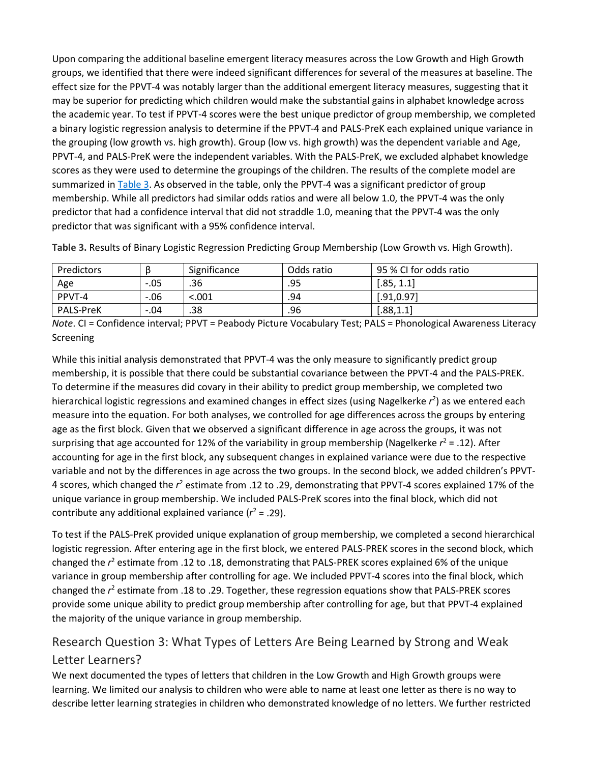Upon comparing the additional baseline emergent literacy measures across the Low Growth and High Growth groups, we identified that there were indeed significant differences for several of the measures at baseline. The effect size for the PPVT-4 was notably larger than the additional emergent literacy measures, suggesting that it may be superior for predicting which children would make the substantial gains in alphabet knowledge across the academic year. To test if PPVT-4 scores were the best unique predictor of group membership, we completed a binary logistic regression analysis to determine if the PPVT-4 and PALS-PreK each explained unique variance in the grouping (low growth vs. high growth). Group (low vs. high growth) was the dependent variable and Age, PPVT-4, and PALS-PreK were the independent variables. With the PALS-PreK, we excluded alphabet knowledge scores as they were used to determine the groupings of the children. The results of the complete model are summarized in Table 3. As observed in the table, only the PPVT-4 was a significant predictor of group membership. While all predictors had similar odds ratios and were all below 1.0, the PPVT-4 was the only predictor that had a confidence interval that did not straddle 1.0, meaning that the PPVT-4 was the only predictor that was significant with a 95% confidence interval.

**Table 3.** Results of Binary Logistic Regression Predicting Group Membership (Low Growth vs. High Growth).

| Predictors | β | Significance | Odds ratio | 95 % CI for odds ratio |
|---|---|---|---|---|
| Age | -.05 | .36 | .95 | [.85, 1.1] |
| PPVT-4 | -.06 | <.001 | .94 | [.91,0.97] |
| PALS-PreK | -.04 | .38 | .96 | [.88,1.1] |

*Note*. CI = Confidence interval; PPVT = Peabody Picture Vocabulary Test; PALS = Phonological Awareness Literacy Screening

While this initial analysis demonstrated that PPVT-4 was the only measure to significantly predict group membership, it is possible that there could be substantial covariance between the PPVT-4 and the PALS-PREK. To determine if the measures did covary in their ability to predict group membership, we completed two hierarchical logistic regressions and examined changes in effect sizes (using Nagelkerke $r^2$) as we entered each measure into the equation. For both analyses, we controlled for age differences across the groups by entering age as the first block. Given that we observed a significant difference in age across the groups, it was not surprising that age accounted for 12% of the variability in group membership (Nagelkerke $r^2$ = .12). After accounting for age in the first block, any subsequent changes in explained variance were due to the respective variable and not by the differences in age across the two groups. In the second block, we added children's PPVT-4 scores, which changed the $r^2$ estimate from .12 to .29, demonstrating that PPVT-4 scores explained 17% of the unique variance in group membership. We included PALS-PreK scores into the final block, which did not contribute any additional explained variance ($r^2$ = .29).

To test if the PALS-PreK provided unique explanation of group membership, we completed a second hierarchical logistic regression. After entering age in the first block, we entered PALS-PREK scores in the second block, which changed the $r^2$ estimate from .12 to .18, demonstrating that PALS-PREK scores explained 6% of the unique variance in group membership after controlling for age. We included PPVT-4 scores into the final block, which changed the $r^2$ estimate from .18 to .29. Together, these regression equations show that PALS-PREK scores provide some unique ability to predict group membership after controlling for age, but that PPVT-4 explained the majority of the unique variance in group membership.

## Research Question 3: What Types of Letters Are Being Learned by Strong and Weak Letter Learners?

We next documented the types of letters that children in the Low Growth and High Growth groups were learning. We limited our analysis to children who were able to name at least one letter as there is no way to describe letter learning strategies in children who demonstrated knowledge of no letters. We further restricted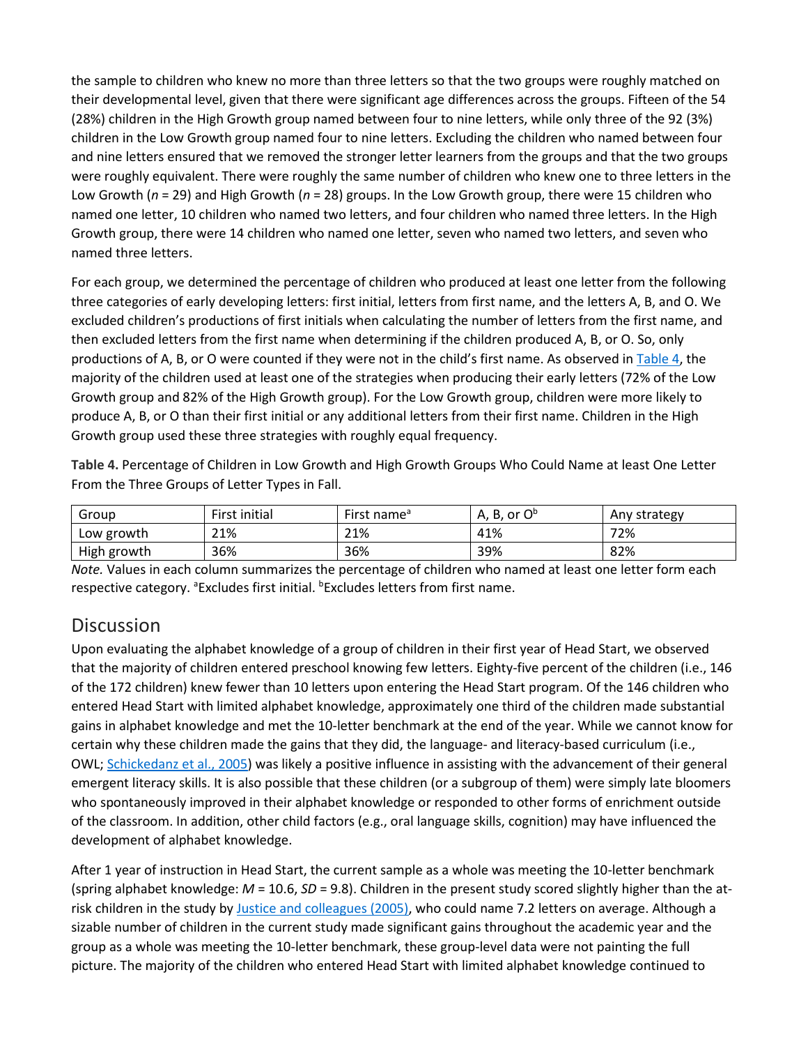the sample to children who knew no more than three letters so that the two groups were roughly matched on their developmental level, given that there were significant age differences across the groups. Fifteen of the 54 (28%) children in the High Growth group named between four to nine letters, while only three of the 92 (3%) children in the Low Growth group named four to nine letters. Excluding the children who named between four and nine letters ensured that we removed the stronger letter learners from the groups and that the two groups were roughly equivalent. There were roughly the same number of children who knew one to three letters in the Low Growth (*n* = 29) and High Growth (*n* = 28) groups. In the Low Growth group, there were 15 children who named one letter, 10 children who named two letters, and four children who named three letters. In the High Growth group, there were 14 children who named one letter, seven who named two letters, and seven who named three letters.

For each group, we determined the percentage of children who produced at least one letter from the following three categories of early developing letters: first initial, letters from first name, and the letters A, B, and O. We excluded children's productions of first initials when calculating the number of letters from the first name, and then excluded letters from the first name when determining if the children produced A, B, or O. So, only productions of A, B, or O were counted if they were not in the child's first name. As observed in Table 4, the majority of the children used at least one of the strategies when producing their early letters (72% of the Low Growth group and 82% of the High Growth group). For the Low Growth group, children were more likely to produce A, B, or O than their first initial or any additional letters from their first name. Children in the High Growth group used these three strategies with roughly equal frequency.

**Table 4.** Percentage of Children in Low Growth and High Growth Groups Who Could Name at least One Letter From the Three Groups of Letter Types in Fall.

| Group | First initial | First name[a] | A, B, or O[b] | Any strategy |
|---|---|---|---|---|
| Low growth | 21% | 21% | 41% | 72% |
| High growth | 36% | 36% | 39% | 82% |

*Note.* Values in each column summarizes the percentage of children who named at least one letter form each respective category. [a]Excludes first initial. [b]Excludes letters from first name.

## Discussion

Upon evaluating the alphabet knowledge of a group of children in their first year of Head Start, we observed that the majority of children entered preschool knowing few letters. Eighty-five percent of the children (i.e., 146 of the 172 children) knew fewer than 10 letters upon entering the Head Start program. Of the 146 children who entered Head Start with limited alphabet knowledge, approximately one third of the children made substantial gains in alphabet knowledge and met the 10-letter benchmark at the end of the year. While we cannot know for certain why these children made the gains that they did, the language- and literacy-based curriculum (i.e., OWL; Schickedanz et al., 2005) was likely a positive influence in assisting with the advancement of their general emergent literacy skills. It is also possible that these children (or a subgroup of them) were simply late bloomers who spontaneously improved in their alphabet knowledge or responded to other forms of enrichment outside of the classroom. In addition, other child factors (e.g., oral language skills, cognition) may have influenced the development of alphabet knowledge.

After 1 year of instruction in Head Start, the current sample as a whole was meeting the 10-letter benchmark (spring alphabet knowledge: $M$ = 10.6, $SD$ = 9.8). Children in the present study scored slightly higher than the at-risk children in the study by Justice and colleagues (2005), who could name 7.2 letters on average. Although a sizable number of children in the current study made significant gains throughout the academic year and the group as a whole was meeting the 10-letter benchmark, these group-level data were not painting the full picture. The majority of the children who entered Head Start with limited alphabet knowledge continued to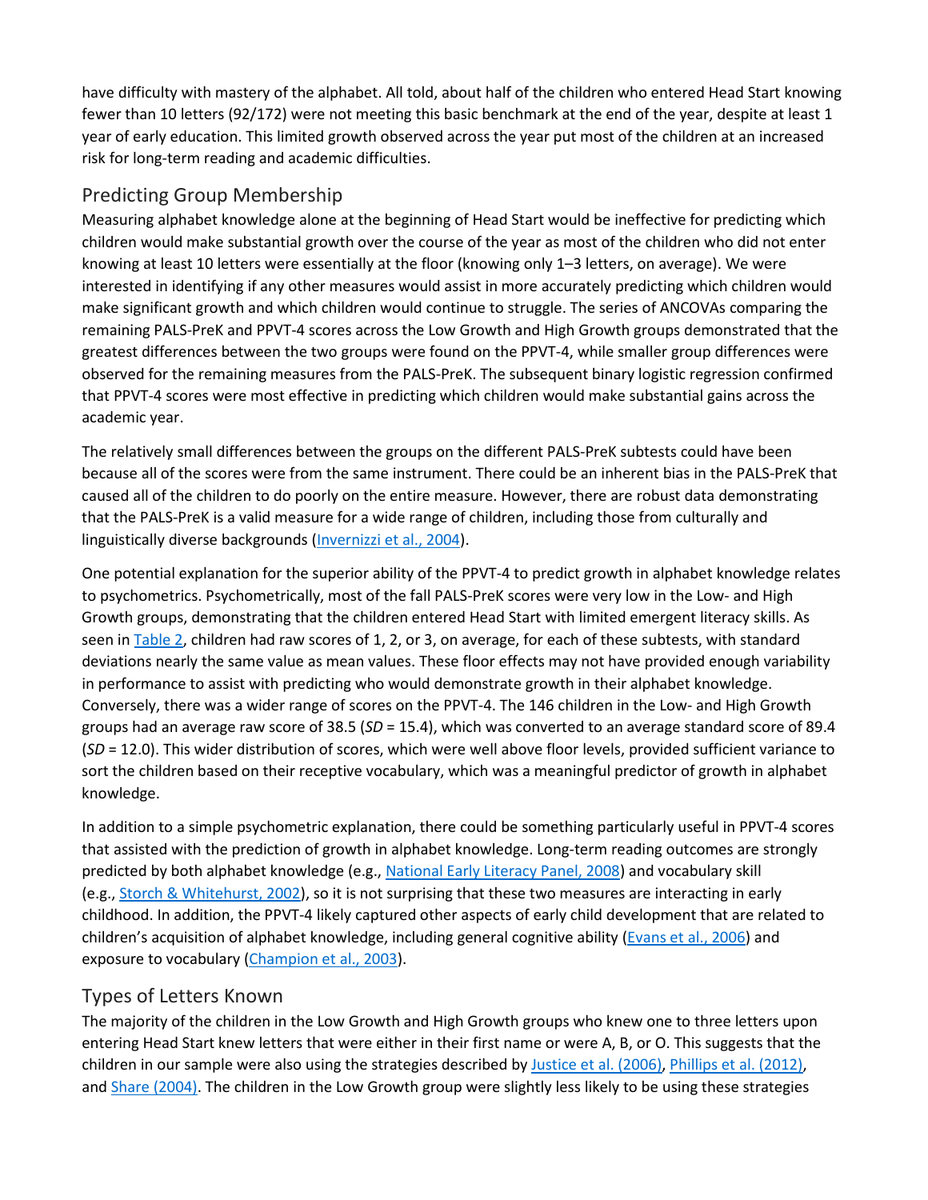have difficulty with mastery of the alphabet. All told, about half of the children who entered Head Start knowing fewer than 10 letters (92/172) were not meeting this basic benchmark at the end of the year, despite at least 1 year of early education. This limited growth observed across the year put most of the children at an increased risk for long-term reading and academic difficulties.

## Predicting Group Membership

Measuring alphabet knowledge alone at the beginning of Head Start would be ineffective for predicting which children would make substantial growth over the course of the year as most of the children who did not enter knowing at least 10 letters were essentially at the floor (knowing only 1–3 letters, on average). We were interested in identifying if any other measures would assist in more accurately predicting which children would make significant growth and which children would continue to struggle. The series of ANCOVAs comparing the remaining PALS-PreK and PPVT-4 scores across the Low Growth and High Growth groups demonstrated that the greatest differences between the two groups were found on the PPVT-4, while smaller group differences were observed for the remaining measures from the PALS-PreK. The subsequent binary logistic regression confirmed that PPVT-4 scores were most effective in predicting which children would make substantial gains across the academic year.

The relatively small differences between the groups on the different PALS-PreK subtests could have been because all of the scores were from the same instrument. There could be an inherent bias in the PALS-PreK that caused all of the children to do poorly on the entire measure. However, there are robust data demonstrating that the PALS-PreK is a valid measure for a wide range of children, including those from culturally and linguistically diverse backgrounds (Invernizzi et al., 2004).

One potential explanation for the superior ability of the PPVT-4 to predict growth in alphabet knowledge relates to psychometrics. Psychometrically, most of the fall PALS-PreK scores were very low in the Low- and High Growth groups, demonstrating that the children entered Head Start with limited emergent literacy skills. As seen in Table 2, children had raw scores of 1, 2, or 3, on average, for each of these subtests, with standard deviations nearly the same value as mean values. These floor effects may not have provided enough variability in performance to assist with predicting who would demonstrate growth in their alphabet knowledge. Conversely, there was a wider range of scores on the PPVT-4. The 146 children in the Low- and High Growth groups had an average raw score of 38.5 (*SD* = 15.4), which was converted to an average standard score of 89.4 (*SD* = 12.0). This wider distribution of scores, which were well above floor levels, provided sufficient variance to sort the children based on their receptive vocabulary, which was a meaningful predictor of growth in alphabet knowledge.

In addition to a simple psychometric explanation, there could be something particularly useful in PPVT-4 scores that assisted with the prediction of growth in alphabet knowledge. Long-term reading outcomes are strongly predicted by both alphabet knowledge (e.g., National Early Literacy Panel, 2008) and vocabulary skill (e.g., Storch & Whitehurst, 2002), so it is not surprising that these two measures are interacting in early childhood. In addition, the PPVT-4 likely captured other aspects of early child development that are related to children's acquisition of alphabet knowledge, including general cognitive ability (Evans et al., 2006) and exposure to vocabulary (Champion et al., 2003).

## Types of Letters Known

The majority of the children in the Low Growth and High Growth groups who knew one to three letters upon entering Head Start knew letters that were either in their first name or were A, B, or O. This suggests that the children in our sample were also using the strategies described by Justice et al. (2006), Phillips et al. (2012), and Share (2004). The children in the Low Growth group were slightly less likely to be using these strategies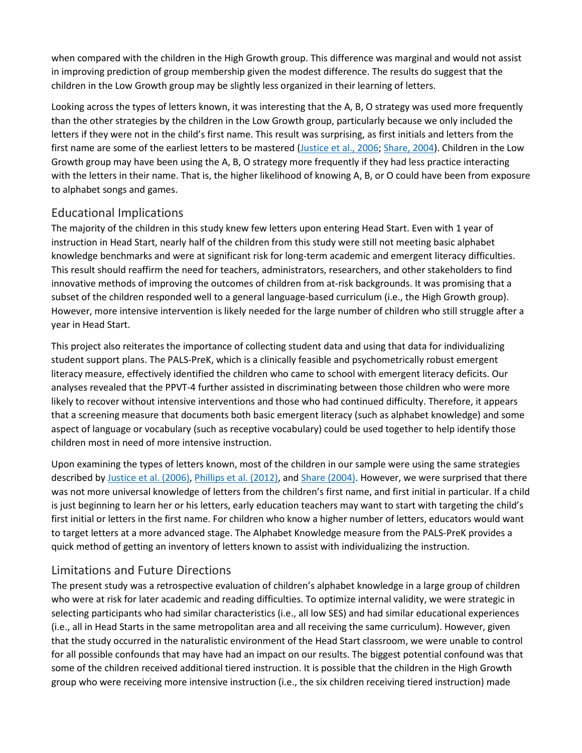when compared with the children in the High Growth group. This difference was marginal and would not assist in improving prediction of group membership given the modest difference. The results do suggest that the children in the Low Growth group may be slightly less organized in their learning of letters.

Looking across the types of letters known, it was interesting that the A, B, O strategy was used more frequently than the other strategies by the children in the Low Growth group, particularly because we only included the letters if they were not in the child's first name. This result was surprising, as first initials and letters from the first name are some of the earliest letters to be mastered (Justice et al., 2006; Share, 2004). Children in the Low Growth group may have been using the A, B, O strategy more frequently if they had less practice interacting with the letters in their name. That is, the higher likelihood of knowing A, B, or O could have been from exposure to alphabet songs and games.

## Educational Implications

The majority of the children in this study knew few letters upon entering Head Start. Even with 1 year of instruction in Head Start, nearly half of the children from this study were still not meeting basic alphabet knowledge benchmarks and were at significant risk for long-term academic and emergent literacy difficulties. This result should reaffirm the need for teachers, administrators, researchers, and other stakeholders to find innovative methods of improving the outcomes of children from at-risk backgrounds. It was promising that a subset of the children responded well to a general language-based curriculum (i.e., the High Growth group). However, more intensive intervention is likely needed for the large number of children who still struggle after a year in Head Start.

This project also reiterates the importance of collecting student data and using that data for individualizing student support plans. The PALS-PreK, which is a clinically feasible and psychometrically robust emergent literacy measure, effectively identified the children who came to school with emergent literacy deficits. Our analyses revealed that the PPVT-4 further assisted in discriminating between those children who were more likely to recover without intensive interventions and those who had continued difficulty. Therefore, it appears that a screening measure that documents both basic emergent literacy (such as alphabet knowledge) and some aspect of language or vocabulary (such as receptive vocabulary) could be used together to help identify those children most in need of more intensive instruction.

Upon examining the types of letters known, most of the children in our sample were using the same strategies described by Justice et al. (2006), Phillips et al. (2012), and Share (2004). However, we were surprised that there was not more universal knowledge of letters from the children's first name, and first initial in particular. If a child is just beginning to learn her or his letters, early education teachers may want to start with targeting the child's first initial or letters in the first name. For children who know a higher number of letters, educators would want to target letters at a more advanced stage. The Alphabet Knowledge measure from the PALS-PreK provides a quick method of getting an inventory of letters known to assist with individualizing the instruction.

## Limitations and Future Directions

The present study was a retrospective evaluation of children's alphabet knowledge in a large group of children who were at risk for later academic and reading difficulties. To optimize internal validity, we were strategic in selecting participants who had similar characteristics (i.e., all low SES) and had similar educational experiences (i.e., all in Head Starts in the same metropolitan area and all receiving the same curriculum). However, given that the study occurred in the naturalistic environment of the Head Start classroom, we were unable to control for all possible confounds that may have had an impact on our results. The biggest potential confound was that some of the children received additional tiered instruction. It is possible that the children in the High Growth group who were receiving more intensive instruction (i.e., the six children receiving tiered instruction) made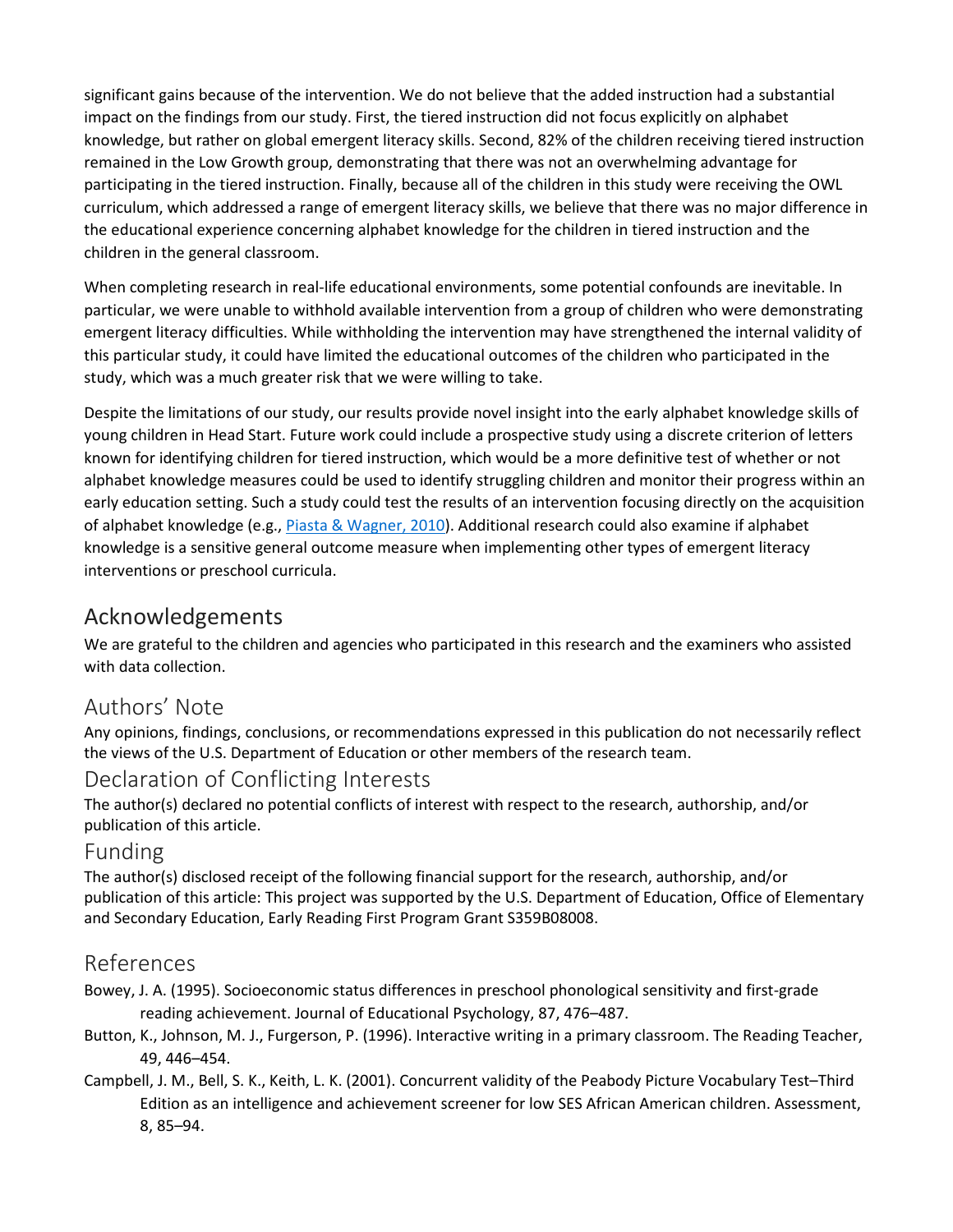significant gains because of the intervention. We do not believe that the added instruction had a substantial impact on the findings from our study. First, the tiered instruction did not focus explicitly on alphabet knowledge, but rather on global emergent literacy skills. Second, 82% of the children receiving tiered instruction remained in the Low Growth group, demonstrating that there was not an overwhelming advantage for participating in the tiered instruction. Finally, because all of the children in this study were receiving the OWL curriculum, which addressed a range of emergent literacy skills, we believe that there was no major difference in the educational experience concerning alphabet knowledge for the children in tiered instruction and the children in the general classroom.

When completing research in real-life educational environments, some potential confounds are inevitable. In particular, we were unable to withhold available intervention from a group of children who were demonstrating emergent literacy difficulties. While withholding the intervention may have strengthened the internal validity of this particular study, it could have limited the educational outcomes of the children who participated in the study, which was a much greater risk that we were willing to take.

Despite the limitations of our study, our results provide novel insight into the early alphabet knowledge skills of young children in Head Start. Future work could include a prospective study using a discrete criterion of letters known for identifying children for tiered instruction, which would be a more definitive test of whether or not alphabet knowledge measures could be used to identify struggling children and monitor their progress within an early education setting. Such a study could test the results of an intervention focusing directly on the acquisition of alphabet knowledge (e.g., Piasta & Wagner, 2010). Additional research could also examine if alphabet knowledge is a sensitive general outcome measure when implementing other types of emergent literacy interventions or preschool curricula.

## Acknowledgements

We are grateful to the children and agencies who participated in this research and the examiners who assisted with data collection.

## Authors' Note

Any opinions, findings, conclusions, or recommendations expressed in this publication do not necessarily reflect the views of the U.S. Department of Education or other members of the research team.

## Declaration of Conflicting Interests

The author(s) declared no potential conflicts of interest with respect to the research, authorship, and/or publication of this article.

## Funding

The author(s) disclosed receipt of the following financial support for the research, authorship, and/or publication of this article: This project was supported by the U.S. Department of Education, Office of Elementary and Secondary Education, Early Reading First Program Grant S359B08008.

## References

Bowey, J. A. (1995). Socioeconomic status differences in preschool phonological sensitivity and first-grade reading achievement. Journal of Educational Psychology, 87, 476–487.

Button, K., Johnson, M. J., Furgerson, P. (1996). Interactive writing in a primary classroom. The Reading Teacher, 49, 446–454.

Campbell, J. M., Bell, S. K., Keith, L. K. (2001). Concurrent validity of the Peabody Picture Vocabulary Test–Third Edition as an intelligence and achievement screener for low SES African American children. Assessment, 8, 85–94.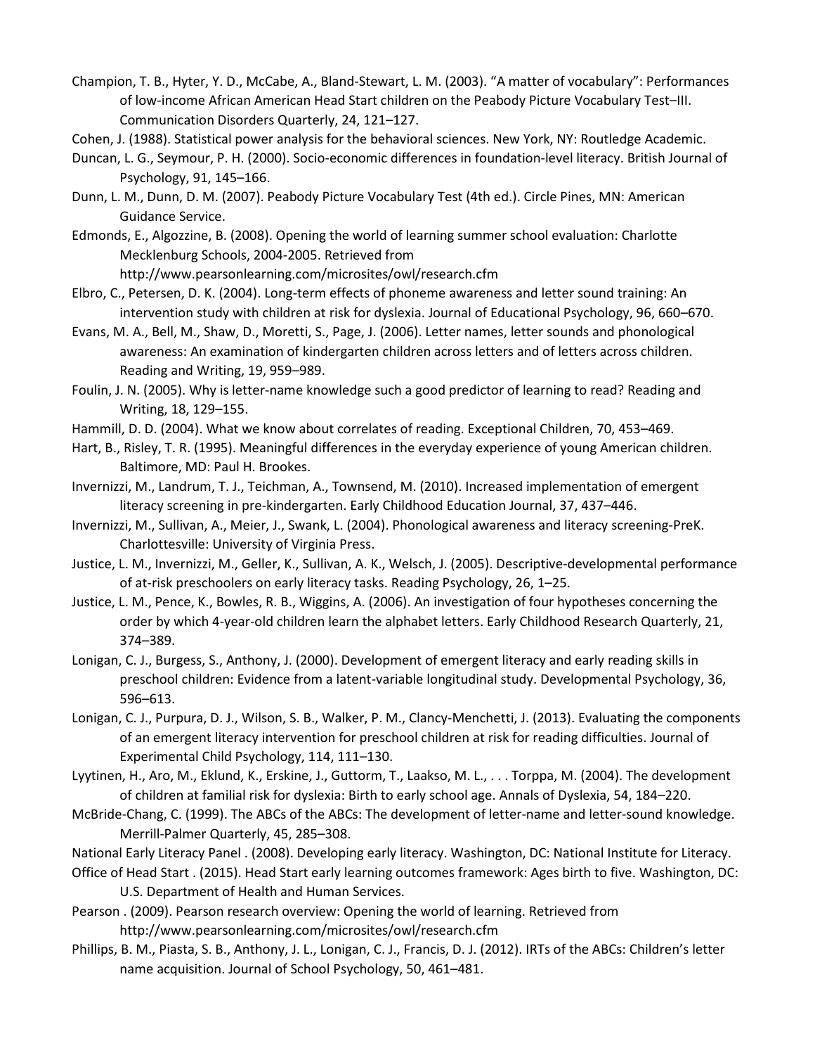Champion, T. B., Hyter, Y. D., McCabe, A., Bland-Stewart, L. M. (2003). "A matter of vocabulary": Performances of low-income African American Head Start children on the Peabody Picture Vocabulary Test–III. Communication Disorders Quarterly, 24, 121–127.

Cohen, J. (1988). Statistical power analysis for the behavioral sciences. New York, NY: Routledge Academic.

Duncan, L. G., Seymour, P. H. (2000). Socio-economic differences in foundation-level literacy. British Journal of Psychology, 91, 145–166.

Dunn, L. M., Dunn, D. M. (2007). Peabody Picture Vocabulary Test (4th ed.). Circle Pines, MN: American Guidance Service.

Edmonds, E., Algozzine, B. (2008). Opening the world of learning summer school evaluation: Charlotte Mecklenburg Schools, 2004-2005. Retrieved from http://www.pearsonlearning.com/microsites/owl/research.cfm

Elbro, C., Petersen, D. K. (2004). Long-term effects of phoneme awareness and letter sound training: An intervention study with children at risk for dyslexia. Journal of Educational Psychology, 96, 660–670.

Evans, M. A., Bell, M., Shaw, D., Moretti, S., Page, J. (2006). Letter names, letter sounds and phonological awareness: An examination of kindergarten children across letters and of letters across children. Reading and Writing, 19, 959–989.

Foulin, J. N. (2005). Why is letter-name knowledge such a good predictor of learning to read? Reading and Writing, 18, 129–155.

Hammill, D. D. (2004). What we know about correlates of reading. Exceptional Children, 70, 453–469.

Hart, B., Risley, T. R. (1995). Meaningful differences in the everyday experience of young American children. Baltimore, MD: Paul H. Brookes.

Invernizzi, M., Landrum, T. J., Teichman, A., Townsend, M. (2010). Increased implementation of emergent literacy screening in pre-kindergarten. Early Childhood Education Journal, 37, 437–446.

Invernizzi, M., Sullivan, A., Meier, J., Swank, L. (2004). Phonological awareness and literacy screening-PreK. Charlottesville: University of Virginia Press.

Justice, L. M., Invernizzi, M., Geller, K., Sullivan, A. K., Welsch, J. (2005). Descriptive-developmental performance of at-risk preschoolers on early literacy tasks. Reading Psychology, 26, 1–25.

Justice, L. M., Pence, K., Bowles, R. B., Wiggins, A. (2006). An investigation of four hypotheses concerning the order by which 4-year-old children learn the alphabet letters. Early Childhood Research Quarterly, 21, 374–389.

Lonigan, C. J., Burgess, S., Anthony, J. (2000). Development of emergent literacy and early reading skills in preschool children: Evidence from a latent-variable longitudinal study. Developmental Psychology, 36, 596–613.

Lonigan, C. J., Purpura, D. J., Wilson, S. B., Walker, P. M., Clancy-Menchetti, J. (2013). Evaluating the components of an emergent literacy intervention for preschool children at risk for reading difficulties. Journal of Experimental Child Psychology, 114, 111–130.

Lyytinen, H., Aro, M., Eklund, K., Erskine, J., Guttorm, T., Laakso, M. L., . . . Torppa, M. (2004). The development of children at familial risk for dyslexia: Birth to early school age. Annals of Dyslexia, 54, 184–220.

McBride-Chang, C. (1999). The ABCs of the ABCs: The development of letter-name and letter-sound knowledge. Merrill-Palmer Quarterly, 45, 285–308.

National Early Literacy Panel . (2008). Developing early literacy. Washington, DC: National Institute for Literacy.

Office of Head Start . (2015). Head Start early learning outcomes framework: Ages birth to five. Washington, DC: U.S. Department of Health and Human Services.

Pearson . (2009). Pearson research overview: Opening the world of learning. Retrieved from http://www.pearsonlearning.com/microsites/owl/research.cfm

Phillips, B. M., Piasta, S. B., Anthony, J. L., Lonigan, C. J., Francis, D. J. (2012). IRTs of the ABCs: Children's letter name acquisition. Journal of School Psychology, 50, 461–481.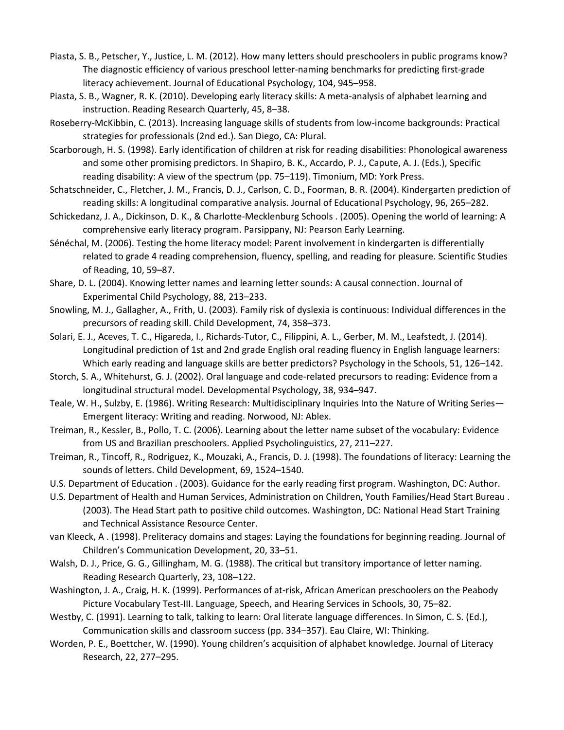Piasta, S. B., Petscher, Y., Justice, L. M. (2012). How many letters should preschoolers in public programs know? The diagnostic efficiency of various preschool letter-naming benchmarks for predicting first-grade literacy achievement. Journal of Educational Psychology, 104, 945–958.

Piasta, S. B., Wagner, R. K. (2010). Developing early literacy skills: A meta-analysis of alphabet learning and instruction. Reading Research Quarterly, 45, 8–38.

Roseberry-McKibbin, C. (2013). Increasing language skills of students from low-income backgrounds: Practical strategies for professionals (2nd ed.). San Diego, CA: Plural.

Scarborough, H. S. (1998). Early identification of children at risk for reading disabilities: Phonological awareness and some other promising predictors. In Shapiro, B. K., Accardo, P. J., Capute, A. J. (Eds.), Specific reading disability: A view of the spectrum (pp. 75–119). Timonium, MD: York Press.

Schatschneider, C., Fletcher, J. M., Francis, D. J., Carlson, C. D., Foorman, B. R. (2004). Kindergarten prediction of reading skills: A longitudinal comparative analysis. Journal of Educational Psychology, 96, 265–282.

Schickedanz, J. A., Dickinson, D. K., & Charlotte-Mecklenburg Schools . (2005). Opening the world of learning: A comprehensive early literacy program. Parsippany, NJ: Pearson Early Learning.

Sénéchal, M. (2006). Testing the home literacy model: Parent involvement in kindergarten is differentially related to grade 4 reading comprehension, fluency, spelling, and reading for pleasure. Scientific Studies of Reading, 10, 59–87.

Share, D. L. (2004). Knowing letter names and learning letter sounds: A causal connection. Journal of Experimental Child Psychology, 88, 213–233.

Snowling, M. J., Gallagher, A., Frith, U. (2003). Family risk of dyslexia is continuous: Individual differences in the precursors of reading skill. Child Development, 74, 358–373.

Solari, E. J., Aceves, T. C., Higareda, I., Richards-Tutor, C., Filippini, A. L., Gerber, M. M., Leafstedt, J. (2014). Longitudinal prediction of 1st and 2nd grade English oral reading fluency in English language learners: Which early reading and language skills are better predictors? Psychology in the Schools, 51, 126–142.

Storch, S. A., Whitehurst, G. J. (2002). Oral language and code-related precursors to reading: Evidence from a longitudinal structural model. Developmental Psychology, 38, 934–947.

Teale, W. H., Sulzby, E. (1986). Writing Research: Multidisciplinary Inquiries Into the Nature of Writing Series—Emergent literacy: Writing and reading. Norwood, NJ: Ablex.

Treiman, R., Kessler, B., Pollo, T. C. (2006). Learning about the letter name subset of the vocabulary: Evidence from US and Brazilian preschoolers. Applied Psycholinguistics, 27, 211–227.

Treiman, R., Tincoff, R., Rodriguez, K., Mouzaki, A., Francis, D. J. (1998). The foundations of literacy: Learning the sounds of letters. Child Development, 69, 1524–1540.

U.S. Department of Education . (2003). Guidance for the early reading first program. Washington, DC: Author.

U.S. Department of Health and Human Services, Administration on Children, Youth Families/Head Start Bureau . (2003). The Head Start path to positive child outcomes. Washington, DC: National Head Start Training and Technical Assistance Resource Center.

van Kleeck, A . (1998). Preliteracy domains and stages: Laying the foundations for beginning reading. Journal of Children's Communication Development, 20, 33–51.

Walsh, D. J., Price, G. G., Gillingham, M. G. (1988). The critical but transitory importance of letter naming. Reading Research Quarterly, 23, 108–122.

Washington, J. A., Craig, H. K. (1999). Performances of at-risk, African American preschoolers on the Peabody Picture Vocabulary Test-III. Language, Speech, and Hearing Services in Schools, 30, 75–82.

Westby, C. (1991). Learning to talk, talking to learn: Oral literate language differences. In Simon, C. S. (Ed.), Communication skills and classroom success (pp. 334–357). Eau Claire, WI: Thinking.

Worden, P. E., Boettcher, W. (1990). Young children's acquisition of alphabet knowledge. Journal of Literacy Research, 22, 277–295.